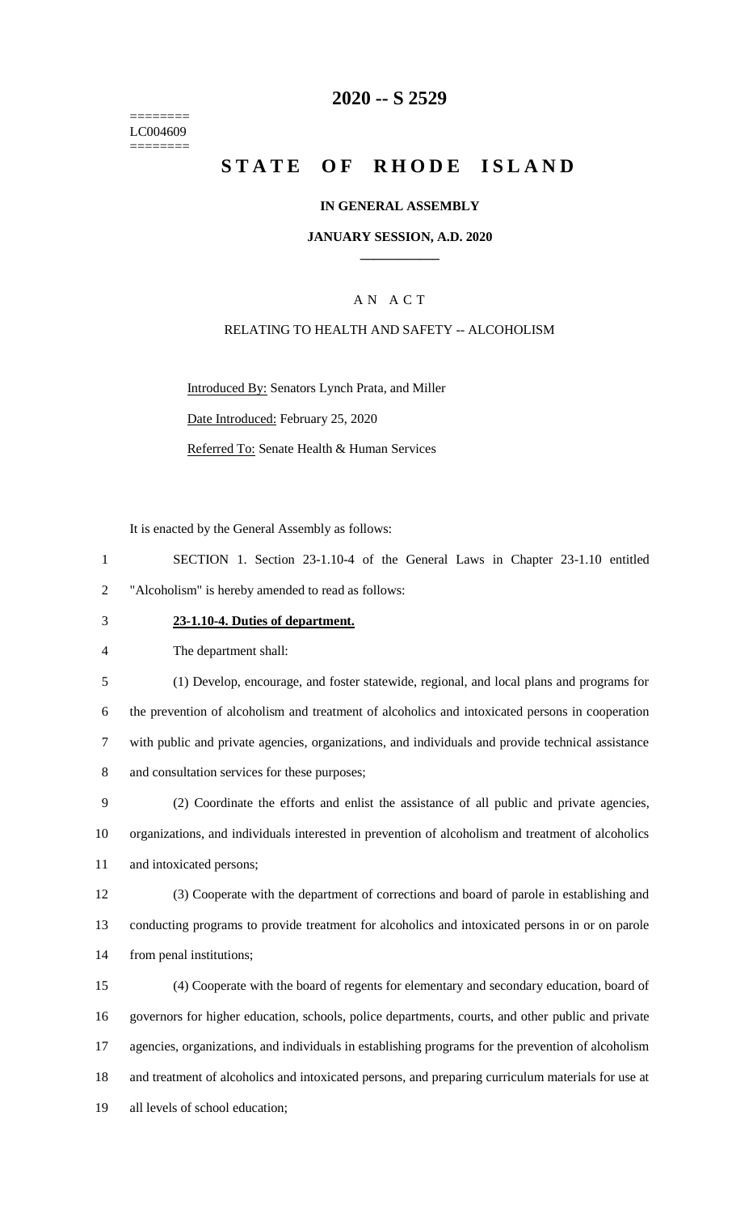========
LC004609
========

# 2020 -- S 2529

# STATE OF RHODE ISLAND

**IN GENERAL ASSEMBLY**

**JANUARY SESSION, A.D. 2020**

A N A C T

RELATING TO HEALTH AND SAFETY -- ALCOHOLISM

Introduced By: Senators Lynch Prata, and Miller

Date Introduced: February 25, 2020

Referred To: Senate Health & Human Services

It is enacted by the General Assembly as follows:

1 SECTION 1. Section 23-1.10-4 of the General Laws in Chapter 23-1.10 entitled
2 "Alcoholism" is hereby amended to read as follows:

3 **23-1.10-4. Duties of department.**

4 The department shall:

5 (1) Develop, encourage, and foster statewide, regional, and local plans and programs for
6 the prevention of alcoholism and treatment of alcoholics and intoxicated persons in cooperation
7 with public and private agencies, organizations, and individuals and provide technical assistance
8 and consultation services for these purposes;

9 (2) Coordinate the efforts and enlist the assistance of all public and private agencies,
10 organizations, and individuals interested in prevention of alcoholism and treatment of alcoholics
11 and intoxicated persons;

12 (3) Cooperate with the department of corrections and board of parole in establishing and
13 conducting programs to provide treatment for alcoholics and intoxicated persons in or on parole
14 from penal institutions;

15 (4) Cooperate with the board of regents for elementary and secondary education, board of
16 governors for higher education, schools, police departments, courts, and other public and private
17 agencies, organizations, and individuals in establishing programs for the prevention of alcoholism
18 and treatment of alcoholics and intoxicated persons, and preparing curriculum materials for use at
19 all levels of school education;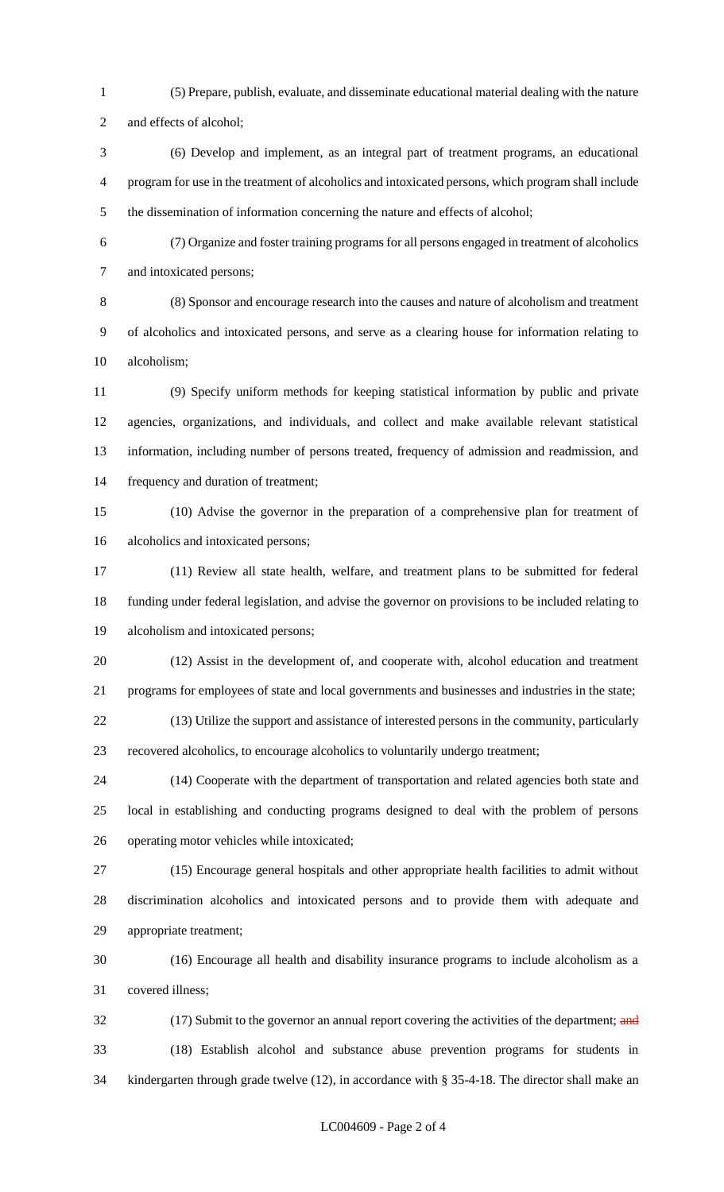(5) Prepare, publish, evaluate, and disseminate educational material dealing with the nature and effects of alcohol;

(6) Develop and implement, as an integral part of treatment programs, an educational program for use in the treatment of alcoholics and intoxicated persons, which program shall include the dissemination of information concerning the nature and effects of alcohol;

(7) Organize and foster training programs for all persons engaged in treatment of alcoholics and intoxicated persons;

(8) Sponsor and encourage research into the causes and nature of alcoholism and treatment of alcoholics and intoxicated persons, and serve as a clearing house for information relating to alcoholism;

(9) Specify uniform methods for keeping statistical information by public and private agencies, organizations, and individuals, and collect and make available relevant statistical information, including number of persons treated, frequency of admission and readmission, and frequency and duration of treatment;

(10) Advise the governor in the preparation of a comprehensive plan for treatment of alcoholics and intoxicated persons;

(11) Review all state health, welfare, and treatment plans to be submitted for federal funding under federal legislation, and advise the governor on provisions to be included relating to alcoholism and intoxicated persons;

(12) Assist in the development of, and cooperate with, alcohol education and treatment programs for employees of state and local governments and businesses and industries in the state;

(13) Utilize the support and assistance of interested persons in the community, particularly recovered alcoholics, to encourage alcoholics to voluntarily undergo treatment;

(14) Cooperate with the department of transportation and related agencies both state and local in establishing and conducting programs designed to deal with the problem of persons operating motor vehicles while intoxicated;

(15) Encourage general hospitals and other appropriate health facilities to admit without discrimination alcoholics and intoxicated persons and to provide them with adequate and appropriate treatment;

(16) Encourage all health and disability insurance programs to include alcoholism as a covered illness;

(17) Submit to the governor an annual report covering the activities of the department; ~~and~~

(18) Establish alcohol and substance abuse prevention programs for students in kindergarten through grade twelve (12), in accordance with § 35-4-18. The director shall make an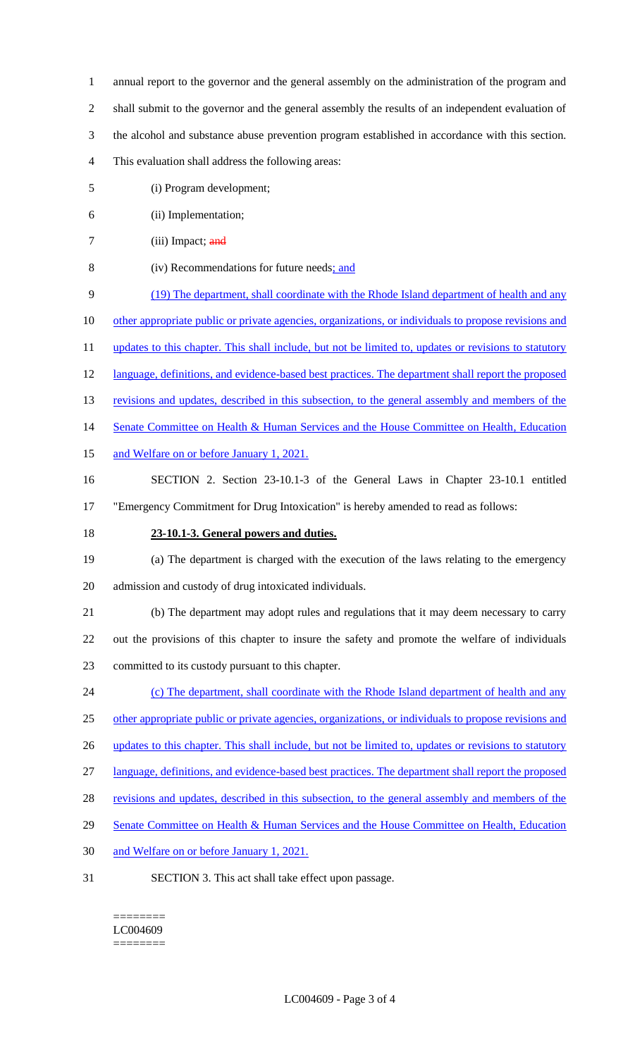annual report to the governor and the general assembly on the administration of the program and shall submit to the governor and the general assembly the results of an independent evaluation of the alcohol and substance abuse prevention program established in accordance with this section. This evaluation shall address the following areas:

(i) Program development;

(ii) Implementation;

(iii) Impact; ~~and~~

(iv) Recommendations for future needs; and

(19) The department, shall coordinate with the Rhode Island department of health and any other appropriate public or private agencies, organizations, or individuals to propose revisions and updates to this chapter. This shall include, but not be limited to, updates or revisions to statutory language, definitions, and evidence-based best practices. The department shall report the proposed revisions and updates, described in this subsection, to the general assembly and members of the Senate Committee on Health & Human Services and the House Committee on Health, Education and Welfare on or before January 1, 2021.

SECTION 2. Section 23-10.1-3 of the General Laws in Chapter 23-10.1 entitled "Emergency Commitment for Drug Intoxication" is hereby amended to read as follows:

**23-10.1-3. General powers and duties.**

(a) The department is charged with the execution of the laws relating to the emergency admission and custody of drug intoxicated individuals.

(b) The department may adopt rules and regulations that it may deem necessary to carry out the provisions of this chapter to insure the safety and promote the welfare of individuals committed to its custody pursuant to this chapter.

(c) The department, shall coordinate with the Rhode Island department of health and any other appropriate public or private agencies, organizations, or individuals to propose revisions and updates to this chapter. This shall include, but not be limited to, updates or revisions to statutory language, definitions, and evidence-based best practices. The department shall report the proposed revisions and updates, described in this subsection, to the general assembly and members of the Senate Committee on Health & Human Services and the House Committee on Health, Education and Welfare on or before January 1, 2021.

SECTION 3. This act shall take effect upon passage.

========
LC004609
========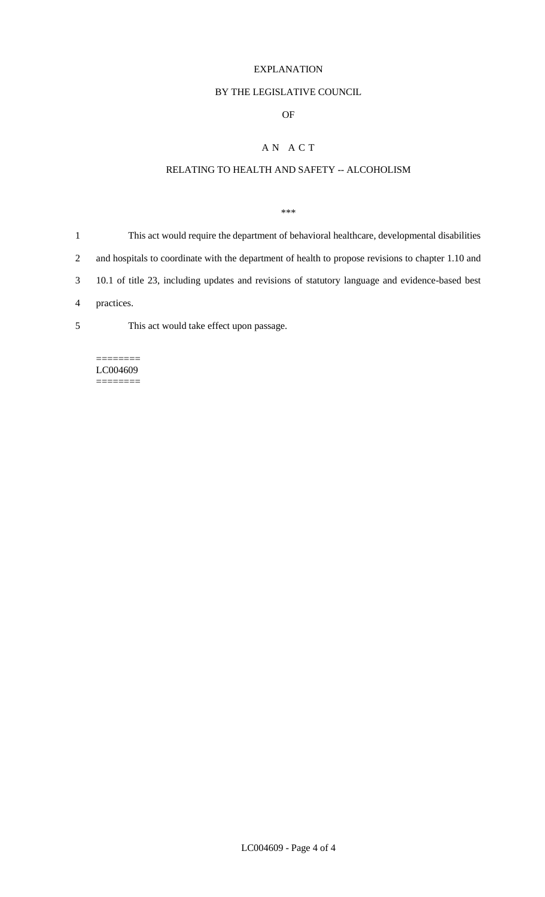EXPLANATION

BY THE LEGISLATIVE COUNCIL

OF

A N A C T

RELATING TO HEALTH AND SAFETY -- ALCOHOLISM

\*\*\*

1 This act would require the department of behavioral healthcare, developmental disabilities
2 and hospitals to coordinate with the department of health to propose revisions to chapter 1.10 and
3 10.1 of title 23, including updates and revisions of statutory language and evidence-based best
4 practices.

5 This act would take effect upon passage.

========
LC004609
========